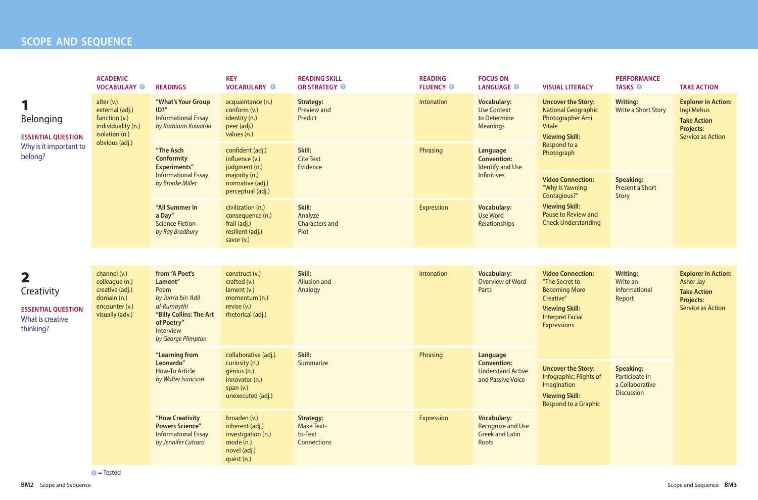# SCOPE AND SEQUENCE

| | ACADEMIC VOCABULARY (T) | READINGS | KEY VOCABULARY (T) | READING SKILL OR STRATEGY (T) | READING FLUENCY (T) | FOCUS ON LANGUAGE (T) | VISUAL LITERACY | PERFORMANCE TASKS (T) | TAKE ACTION |
|---|---|---|---|---|---|---|---|---|---|
| **1** Belonging<br>**ESSENTIAL QUESTION**<br>Why is it important to belong? | alter (v.)<br>external (adj.)<br>function (v.)<br>individuality (n.)<br>isolation (n.)<br>obvious (adj.) | **"What's Your Group ID?"**<br>Informational Essay<br>*by Kathiann Kowalski* | acquaintance (n.)<br>conform (v.)<br>identity (n.)<br>peer (adj.)<br>values (n.) | **Strategy:** Preview and Predict | Intonation | **Vocabulary:** Use Context to Determine Meanings | **Uncover the Story:** National Geographic Photographer Ami Vitale<br>**Viewing Skill:** Respond to a Photograph | **Writing:** Write a Short Story | **Explorer in Action:** Ingi Mehus<br>**Take Action Projects:** Service as Action |
| | | **"The Asch Conformity Experiments"**<br>Informational Essay<br>*by Brooke Miller* | confident (adj.)<br>influence (v.)<br>judgment (n.)<br>majority (n.)<br>normative (adj.)<br>perceptual (adj.) | **Skill:** Cite Text Evidence | Phrasing | **Language Convention:** Identify and Use Infinitives | **Video Connection:** "Why Is Yawning Contagious?"<br>**Viewing Skill:** Pause to Review and Check Understanding | **Speaking:** Present a Short Story | |
| | | **"All Summer in a Day"**<br>Science Fiction<br>*by Ray Bradbury* | civilization (n.)<br>consequence (n.)<br>frail (adj.)<br>resilient (adj.)<br>savor (v.) | **Skill:** Analyze Characters and Plot | Expression | **Vocabulary:** Use Word Relationships | | | |
| **2** Creativity<br>**ESSENTIAL QUESTION**<br>What is creative thinking? | channel (v.)<br>colleague (n.)<br>creative (adj.)<br>domain (n.)<br>encounter (v.)<br>visually (adv.) | **from "A Poet's Lament"**<br>Poem<br>*by Jum'a bin 'Adil al-Rumaythi*<br>**"Billy Collins: The Art of Poetry"**<br>Interview<br>*by George Plimpton* | construct (v.)<br>crafted (v.)<br>lament (v.)<br>momentum (n.)<br>revise (v.)<br>rhetorical (adj.) | **Skill:** Allusion and Analogy | Intonation | **Vocabulary:** Overview of Word Parts | **Video Connection:** "The Secret to Becoming More Creative"<br>**Viewing Skill:** Interpret Facial Expressions | **Writing:** Write an Informational Report | **Explorer in Action:** Asher Jay<br>**Take Action Projects:** Service as Action |
| | | **"Learning from Leonardo"**<br>How-To Article<br>*by Walter Isaacson* | collaborative (adj.)<br>curiosity (n.)<br>genius (n.)<br>innovator (n.)<br>span (v.)<br>unexecuted (adj.) | **Skill:** Summarize | Phrasing | **Language Convention:** Understand Active and Passive Voice | **Uncover the Story:** Infographic: Flights of Imagination<br>**Viewing Skill:** Respond to a Graphic | **Speaking:** Participate in a Collaborative Discussion | |
| | | **"How Creativity Powers Science"**<br>Informational Essay<br>*by Jennifer Cutraro* | broaden (v.)<br>inherent (adj.)<br>investigation (n.)<br>mode (n.)<br>novel (adj.)<br>quest (n.) | **Strategy:** Make Text-to-Text Connections | Expression | **Vocabulary:** Recognize and Use Greek and Latin Roots | | | |

(T) = Tested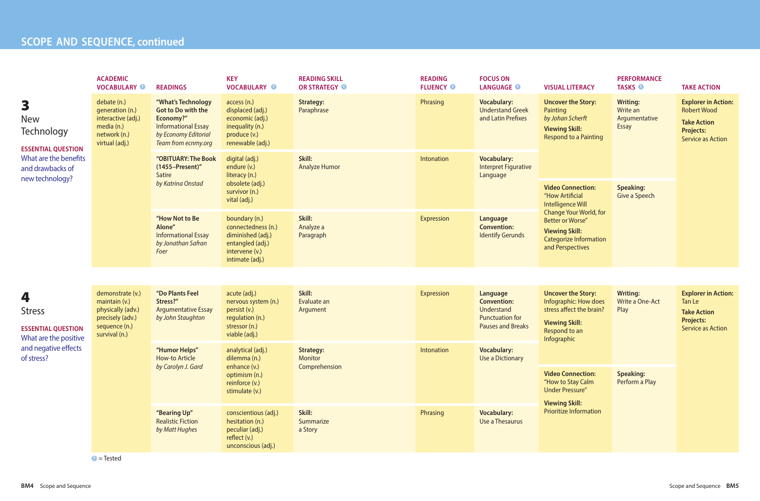## SCOPE AND SEQUENCE, continued

| | ACADEMIC VOCABULARY ● | READINGS | KEY VOCABULARY ● | READING SKILL OR STRATEGY ● | READING FLUENCY ● | FOCUS ON LANGUAGE ● | VISUAL LITERACY | PERFORMANCE TASKS ● | TAKE ACTION |
|---|---|---|---|---|---|---|---|---|---|
| **3** New Technology<br>**ESSENTIAL QUESTION** What are the benefits and drawbacks of new technology? | debate (n.)<br>generation (n.)<br>interactive (adj.)<br>media (n.)<br>network (n.)<br>virtual (adj.) | **"What's Technology Got to Do with the Economy?"** Informational Essay *by Economy Editorial Team from ecnmy.org* | access (n.)<br>displaced (adj.)<br>economic (adj.)<br>inequality (n.)<br>produce (v.)<br>renewable (adj.) | **Strategy:** Paraphrase | Phrasing | **Vocabulary:** Understand Greek and Latin Prefixes | **Uncover the Story:** Painting *by Johan Scherft*<br>**Viewing Skill:** Respond to a Painting | **Writing:** Write an Argumentative Essay | **Explorer in Action:** Robert Wood<br>**Take Action Projects:** Service as Action |
| | | **"OBITUARY: The Book (1455–Present)"** Satire *by Katrina Onstad* | digital (adj.)<br>endure (v.)<br>literacy (n.)<br>obsolete (adj.)<br>survivor (n.)<br>vital (adj.) | **Skill:** Analyze Humor | Intonation | **Vocabulary:** Interpret Figurative Language | **Video Connection:** "How Artificial Intelligence Will Change Your World, for Better or Worse"<br>**Viewing Skill:** Categorize Information and Perspectives | **Speaking:** Give a Speech | |
| | | **"How Not to Be Alone"** Informational Essay *by Jonathan Safran Foer* | boundary (n.)<br>connectedness (n.)<br>diminished (adj.)<br>entangled (adj.)<br>intervene (v.)<br>intimate (adj.) | **Skill:** Analyze a Paragraph | Expression | **Language Convention:** Identify Gerunds | | | |
| **4** Stress<br>**ESSENTIAL QUESTION** What are the positive and negative effects of stress? | demonstrate (v.)<br>maintain (v.)<br>physically (adv.)<br>precisely (adv.)<br>sequence (n.)<br>survival (n.) | **"Do Plants Feel Stress?"** Argumentative Essay *by John Staughton* | acute (adj.)<br>nervous system (n.)<br>persist (v.)<br>regulation (n.)<br>stressor (n.)<br>viable (adj.) | **Skill:** Evaluate an Argument | Expression | **Language Convention:** Understand Punctuation for Pauses and Breaks | **Uncover the Story:** Infographic: How does stress affect the brain?<br>**Viewing Skill:** Respond to an Infographic | **Writing:** Write a One-Act Play | **Explorer in Action:** Tan Le<br>**Take Action Projects:** Service as Action |
| | | **"Humor Helps"** How-to Article *by Carolyn J. Gard* | analytical (adj.)<br>dilemma (n.)<br>enhance (v.)<br>optimism (n.)<br>reinforce (v.)<br>stimulate (v.) | **Strategy:** Monitor Comprehension | Intonation | **Vocabulary:** Use a Dictionary | **Video Connection:** "How to Stay Calm Under Pressure"<br>**Viewing Skill:** Prioritize Information | **Speaking:** Perform a Play | |
| | | **"Bearing Up"** Realistic Fiction *by Matt Hughes* | conscientious (adj.)<br>hesitation (n.)<br>peculiar (adj.)<br>reflect (v.)<br>unconscious (adj.) | **Skill:** Summarize a Story | Phrasing | **Vocabulary:** Use a Thesaurus | | | |

● = Tested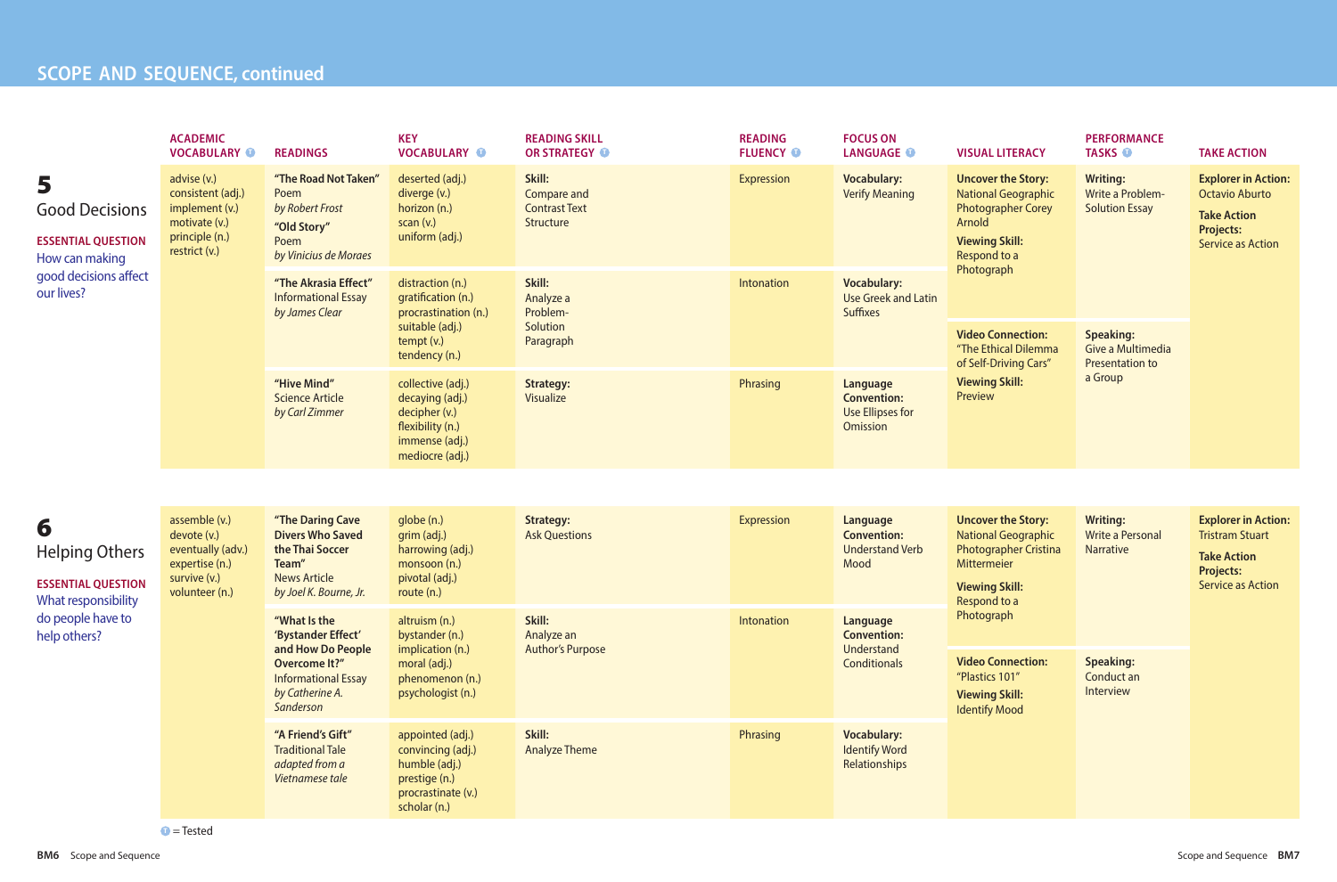## SCOPE AND SEQUENCE, continued

| | ACADEMIC VOCABULARY T | READINGS | KEY VOCABULARY T | READING SKILL OR STRATEGY T | READING FLUENCY T | FOCUS ON LANGUAGE T | VISUAL LITERACY | PERFORMANCE TASKS T | TAKE ACTION |
|---|---|---|---|---|---|---|---|---|---|
| **5** Good Decisions<br>**ESSENTIAL QUESTION** How can making good decisions affect our lives? | advise (v.)<br>consistent (adj.)<br>implement (v.)<br>motivate (v.)<br>principle (n.)<br>restrict (v.) | **"The Road Not Taken"** Poem *by Robert Frost*<br>**"Old Story"** Poem *by Vinicius de Moraes* | deserted (adj.)<br>diverge (v.)<br>horizon (n.)<br>scan (v.)<br>uniform (adj.) | **Skill:** Compare and Contrast Text Structure | Expression | **Vocabulary:** Verify Meaning | **Uncover the Story:** National Geographic Photographer Corey Arnold<br>**Viewing Skill:** Respond to a Photograph | **Writing:** Write a Problem-Solution Essay | **Explorer in Action:** Octavio Aburto<br>**Take Action Projects:** Service as Action |
| | | **"The Akrasia Effect"** Informational Essay *by James Clear* | distraction (n.)<br>gratification (n.)<br>procrastination (n.)<br>suitable (adj.)<br>tempt (v.)<br>tendency (n.) | **Skill:** Analyze a Problem-Solution Paragraph | Intonation | **Vocabulary:** Use Greek and Latin Suffixes | **Video Connection:** "The Ethical Dilemma of Self-Driving Cars"<br>**Viewing Skill:** Preview | **Speaking:** Give a Multimedia Presentation to a Group | |
| | | **"Hive Mind"** Science Article *by Carl Zimmer* | collective (adj.)<br>decaying (adj.)<br>decipher (v.)<br>flexibility (n.)<br>immense (adj.)<br>mediocre (adj.) | **Strategy:** Visualize | Phrasing | **Language Convention:** Use Ellipses for Omission | | | |
| **6** Helping Others<br>**ESSENTIAL QUESTION** What responsibility do people have to help others? | assemble (v.)<br>devote (v.)<br>eventually (adv.)<br>expertise (n.)<br>survive (v.)<br>volunteer (n.) | **"The Daring Cave Divers Who Saved the Thai Soccer Team"** News Article *by Joel K. Bourne, Jr.* | globe (n.)<br>grim (adj.)<br>harrowing (adj.)<br>monsoon (n.)<br>pivotal (adj.)<br>route (n.) | **Strategy:** Ask Questions | Expression | **Language Convention:** Understand Verb Mood | **Uncover the Story:** National Geographic Photographer Cristina Mittermeier<br>**Viewing Skill:** Respond to a Photograph | **Writing:** Write a Personal Narrative | **Explorer in Action:** Tristram Stuart<br>**Take Action Projects:** Service as Action |
| | | **"What Is the 'Bystander Effect' and How Do People Overcome It?"** Informational Essay *by Catherine A. Sanderson* | altruism (n.)<br>bystander (n.)<br>implication (n.)<br>moral (adj.)<br>phenomenon (n.)<br>psychologist (n.) | **Skill:** Analyze an Author's Purpose | Intonation | **Language Convention:** Understand Conditionals | **Video Connection:** "Plastics 101"<br>**Viewing Skill:** Identify Mood | **Speaking:** Conduct an Interview | |
| | | **"A Friend's Gift"** Traditional Tale *adapted from a Vietnamese tale* | appointed (adj.)<br>convincing (adj.)<br>humble (adj.)<br>prestige (n.)<br>procrastinate (v.)<br>scholar (n.) | **Skill:** Analyze Theme | Phrasing | **Vocabulary:** Identify Word Relationships | | | |

T = Tested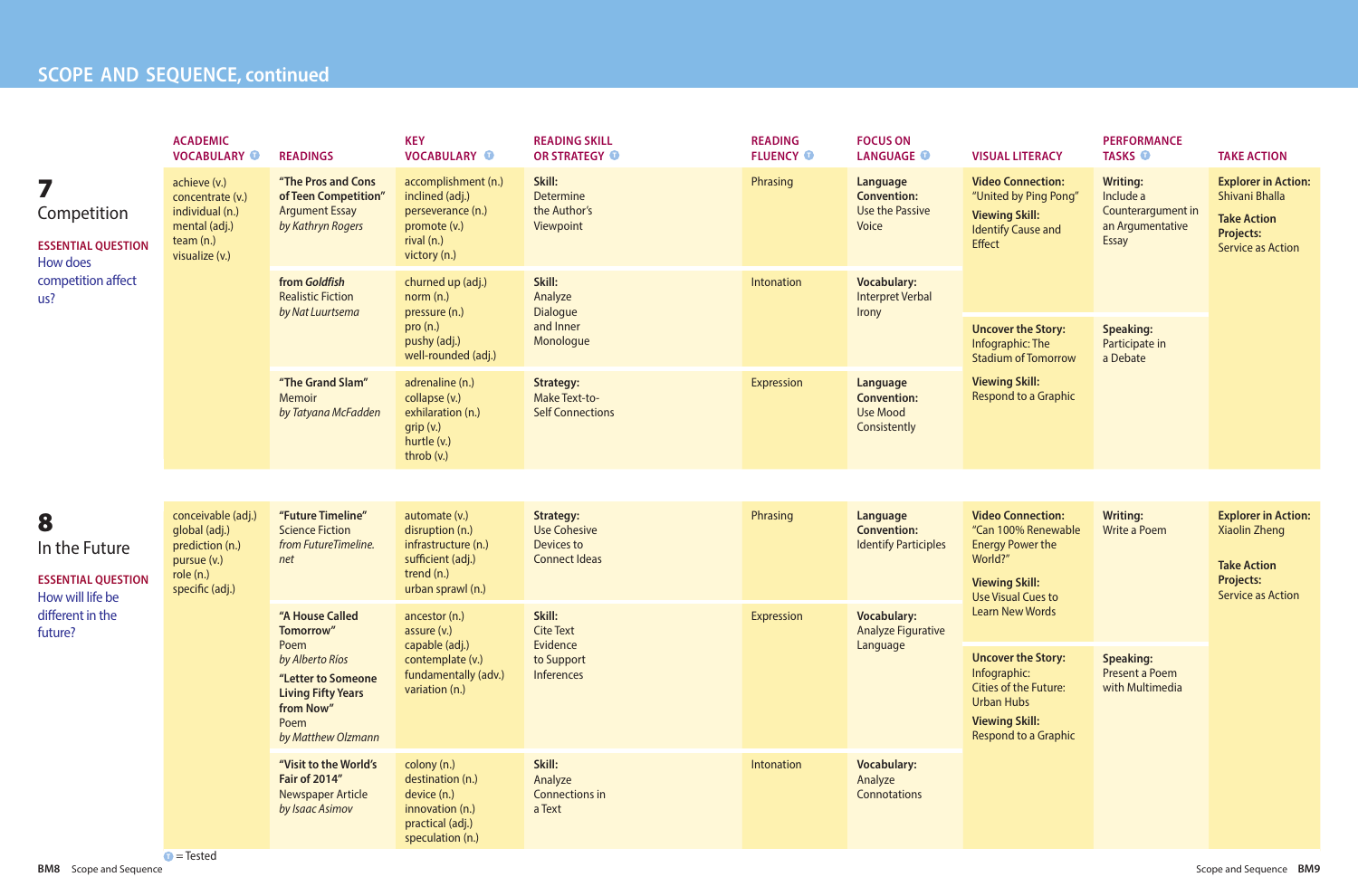## SCOPE AND SEQUENCE, continued

| | ACADEMIC VOCABULARY (T) | READINGS | KEY VOCABULARY (T) | READING SKILL OR STRATEGY (T) | READING FLUENCY (T) | FOCUS ON LANGUAGE (T) | VISUAL LITERACY | PERFORMANCE TASKS (T) | TAKE ACTION |
|---|---|---|---|---|---|---|---|---|---|
| **7** Competition<br>**ESSENTIAL QUESTION** How does competition affect us? | achieve (v.)<br>concentrate (v.)<br>individual (n.)<br>mental (adj.)<br>team (n.)<br>visualize (v.) | **"The Pros and Cons of Teen Competition"**<br>Argument Essay<br>*by Kathryn Rogers* | accomplishment (n.)<br>inclined (adj.)<br>perseverance (n.)<br>promote (v.)<br>rival (n.)<br>victory (n.) | **Skill:** Determine the Author's Viewpoint | Phrasing | **Language Convention:** Use the Passive Voice | **Video Connection:** "United by Ping Pong"<br>**Viewing Skill:** Identify Cause and Effect | **Writing:** Include a Counterargument in an Argumentative Essay | **Explorer in Action:** Shivani Bhalla<br>**Take Action Projects:** Service as Action |
| | | **from *Goldfish***<br>Realistic Fiction<br>*by Nat Luurtsema* | churned up (adj.)<br>norm (n.)<br>pressure (n.)<br>pro (n.)<br>pushy (adj.)<br>well-rounded (adj.) | **Skill:** Analyze Dialogue and Inner Monologue | Intonation | **Vocabulary:** Interpret Verbal Irony | **Uncover the Story:** Infographic: The Stadium of Tomorrow<br>**Viewing Skill:** Respond to a Graphic | **Speaking:** Participate in a Debate | |
| | | **"The Grand Slam"**<br>Memoir<br>*by Tatyana McFadden* | adrenaline (n.)<br>collapse (v.)<br>exhilaration (n.)<br>grip (v.)<br>hurtle (v.)<br>throb (v.) | **Strategy:** Make Text-to-Self Connections | Expression | **Language Convention:** Use Mood Consistently | | | |
| **8** In the Future<br>**ESSENTIAL QUESTION** How will life be different in the future? | conceivable (adj.)<br>global (adj.)<br>prediction (n.)<br>pursue (v.)<br>role (n.)<br>specific (adj.) | **"Future Timeline"**<br>Science Fiction<br>*from FutureTimeline.net* | automate (v.)<br>disruption (n.)<br>infrastructure (n.)<br>sufficient (adj.)<br>trend (n.)<br>urban sprawl (n.) | **Strategy:** Use Cohesive Devices to Connect Ideas | Phrasing | **Language Convention:** Identify Participles | **Video Connection:** "Can 100% Renewable Energy Power the World?"<br>**Viewing Skill:** Use Visual Cues to Learn New Words | **Writing:** Write a Poem | **Explorer in Action:** Xiaolin Zheng<br>**Take Action Projects:** Service as Action |
| | | **"A House Called Tomorrow"**<br>Poem<br>*by Alberto Ríos*<br>**"Letter to Someone Living Fifty Years from Now"**<br>Poem<br>*by Matthew Olzmann* | ancestor (n.)<br>assure (v.)<br>capable (adj.)<br>contemplate (v.)<br>fundamentally (adv.)<br>variation (n.) | **Skill:** Cite Text Evidence to Support Inferences | Expression | **Vocabulary:** Analyze Figurative Language | **Uncover the Story:** Infographic: Cities of the Future: Urban Hubs<br>**Viewing Skill:** Respond to a Graphic | **Speaking:** Present a Poem with Multimedia | |
| | | **"Visit to the World's Fair of 2014"**<br>Newspaper Article<br>*by Isaac Asimov* | colony (n.)<br>destination (n.)<br>device (n.)<br>innovation (n.)<br>practical (adj.)<br>speculation (n.) | **Skill:** Analyze Connections in a Text | Intonation | **Vocabulary:** Analyze Connotations | | | |

(T) = Tested